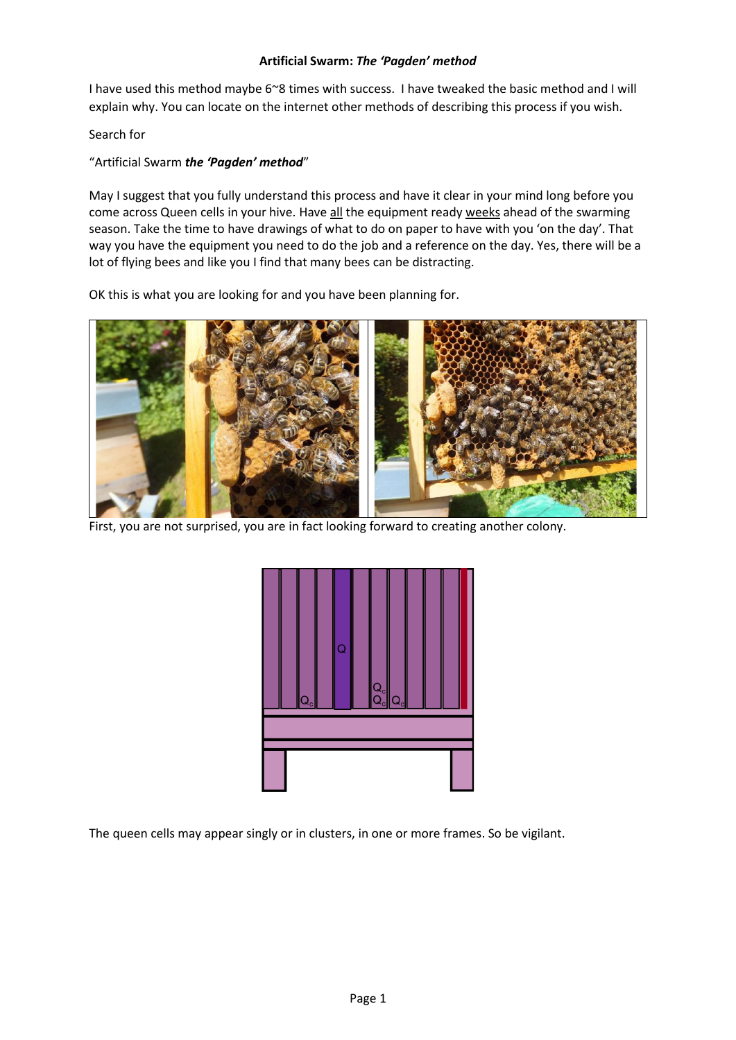**Artificial Swarm: *The 'Pagden' method***

I have used this method maybe 6~8 times with success. I have tweaked the basic method and I will explain why. You can locate on the internet other methods of describing this process if you wish.

Search for

"Artificial Swarm ***the 'Pagden' method***"

May I suggest that you fully understand this process and have it clear in your mind long before you come across Queen cells in your hive. Have <u>all</u> the equipment ready <u>weeks</u> ahead of the swarming season. Take the time to have drawings of what to do on paper to have with you 'on the day'. That way you have the equipment you need to do the job and a reference on the day. Yes, there will be a lot of flying bees and like you I find that many bees can be distracting.

OK this is what you are looking for and you have been planning for.

First, you are not surprised, you are in fact looking forward to creating another colony.

The queen cells may appear singly or in clusters, in one or more frames. So be vigilant.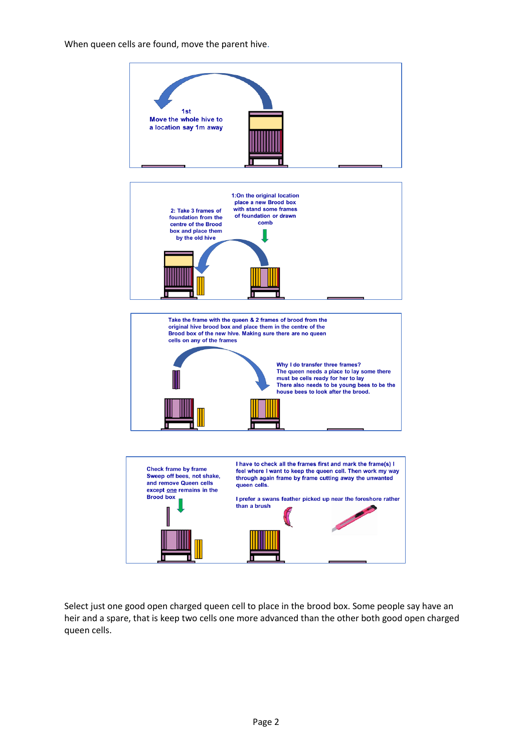When queen cells are found, move the parent hive.

1st
Move the whole hive to a location say 1m away

1: On the original location place a new Brood box with stand some frames of foundation or drawn comb

2: Take 3 frames of foundation from the centre of the Brood box and place them by the old hive

Take the frame with the queen & 2 frames of brood from the original hive brood box and place them in the centre of the Brood box of the new hive. Making sure there are no queen cells on any of the frames

Why I do transfer three frames?
The queen needs a place to lay some there must be cells ready for her to lay
There also needs to be young bees to be the house bees to look after the brood.

Check frame by frame
Sweep off bees, not shake, and remove Queen cells except one remains in the Brood box

I have to check all the frames first and mark the frame(s) I feel where I want to keep the queen cell. Then work my way through again frame by frame cutting away the unwanted queen cells.

I prefer a swans feather picked up near the foreshore rather than a brush

Select just one good open charged queen cell to place in the brood box. Some people say have an heir and a spare, that is keep two cells one more advanced than the other both good open charged queen cells.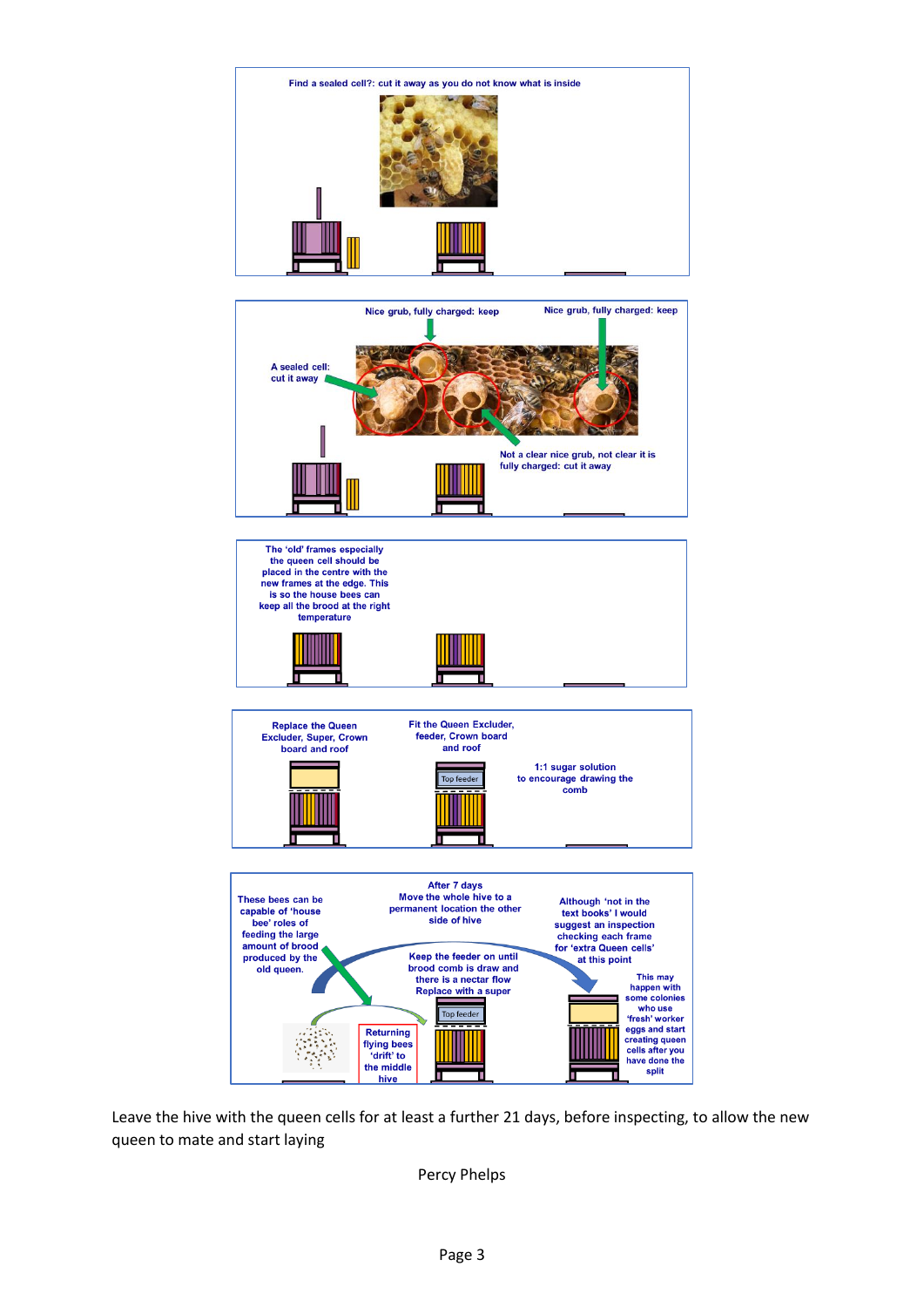Find a sealed cell?: cut it away as you do not know what is inside

Nice grub, fully charged: keep

Nice grub, fully charged: keep

A sealed cell: cut it away

Not a clear nice grub, not clear it is fully charged: cut it away

The 'old' frames especially the queen cell should be placed in the centre with the new frames at the edge. This is so the house bees can keep all the brood at the right temperature

Replace the Queen Excluder, Super, Crown board and roof

Fit the Queen Excluder, feeder, Crown board and roof

Top feeder

1:1 sugar solution to encourage drawing the comb

These bees can be capable of 'house bee' roles of feeding the large amount of brood produced by the old queen.

After 7 days Move the whole hive to a permanent location the other side of hive

Keep the feeder on until brood comb is draw and there is a nectar flow Replace with a super

Although 'not in the text books' I would suggest an inspection checking each frame for 'extra Queen cells' at this point

Returning flying bees 'drift' to the middle hive

Top feeder

This may happen with some colonies who use 'fresh' worker eggs and start creating queen cells after you have done the split

Leave the hive with the queen cells for at least a further 21 days, before inspecting, to allow the new queen to mate and start laying

Percy Phelps